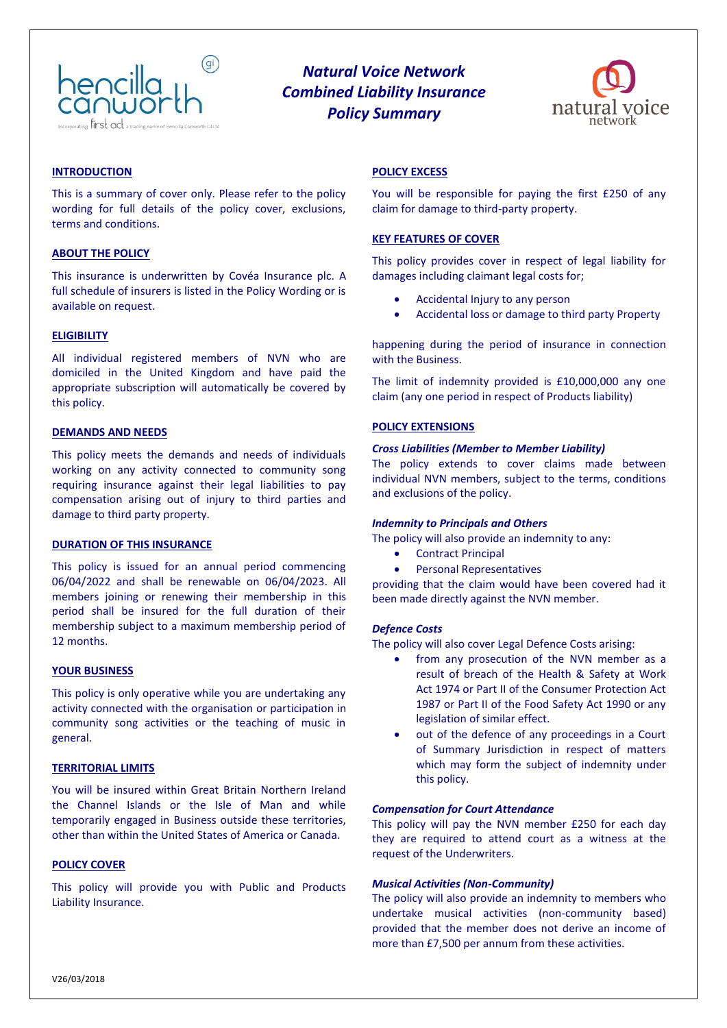# Natural Voice Network Combined Liability Insurance Policy Summary

## INTRODUCTION

This is a summary of cover only. Please refer to the policy wording for full details of the policy cover, exclusions, terms and conditions.

## ABOUT THE POLICY

This insurance is underwritten by Covéa Insurance plc. A full schedule of insurers is listed in the Policy Wording or is available on request.

## ELIGIBILITY

All individual registered members of NVN who are domiciled in the United Kingdom and have paid the appropriate subscription will automatically be covered by this policy.

## DEMANDS AND NEEDS

This policy meets the demands and needs of individuals working on any activity connected to community song requiring insurance against their legal liabilities to pay compensation arising out of injury to third parties and damage to third party property.

## DURATION OF THIS INSURANCE

This policy is issued for an annual period commencing 06/04/2022 and shall be renewable on 06/04/2023. All members joining or renewing their membership in this period shall be insured for the full duration of their membership subject to a maximum membership period of 12 months.

## YOUR BUSINESS

This policy is only operative while you are undertaking any activity connected with the organisation or participation in community song activities or the teaching of music in general.

## TERRITORIAL LIMITS

You will be insured within Great Britain Northern Ireland the Channel Islands or the Isle of Man and while temporarily engaged in Business outside these territories, other than within the United States of America or Canada.

## POLICY COVER

This policy will provide you with Public and Products Liability Insurance.

## POLICY EXCESS

You will be responsible for paying the first £250 of any claim for damage to third-party property.

## KEY FEATURES OF COVER

This policy provides cover in respect of legal liability for damages including claimant legal costs for;

- Accidental Injury to any person
- Accidental loss or damage to third party Property

happening during the period of insurance in connection with the Business.

The limit of indemnity provided is £10,000,000 any one claim (any one period in respect of Products liability)

## POLICY EXTENSIONS

### *Cross Liabilities (Member to Member Liability)*

The policy extends to cover claims made between individual NVN members, subject to the terms, conditions and exclusions of the policy.

### *Indemnity to Principals and Others*

The policy will also provide an indemnity to any:

- Contract Principal
- Personal Representatives

providing that the claim would have been covered had it been made directly against the NVN member.

### *Defence Costs*

The policy will also cover Legal Defence Costs arising:

- from any prosecution of the NVN member as a result of breach of the Health & Safety at Work Act 1974 or Part II of the Consumer Protection Act 1987 or Part II of the Food Safety Act 1990 or any legislation of similar effect.
- out of the defence of any proceedings in a Court of Summary Jurisdiction in respect of matters which may form the subject of indemnity under this policy.

### *Compensation for Court Attendance*

This policy will pay the NVN member £250 for each day they are required to attend court as a witness at the request of the Underwriters.

### *Musical Activities (Non-Community)*

The policy will also provide an indemnity to members who undertake musical activities (non-community based) provided that the member does not derive an income of more than £7,500 per annum from these activities.

V26/03/2018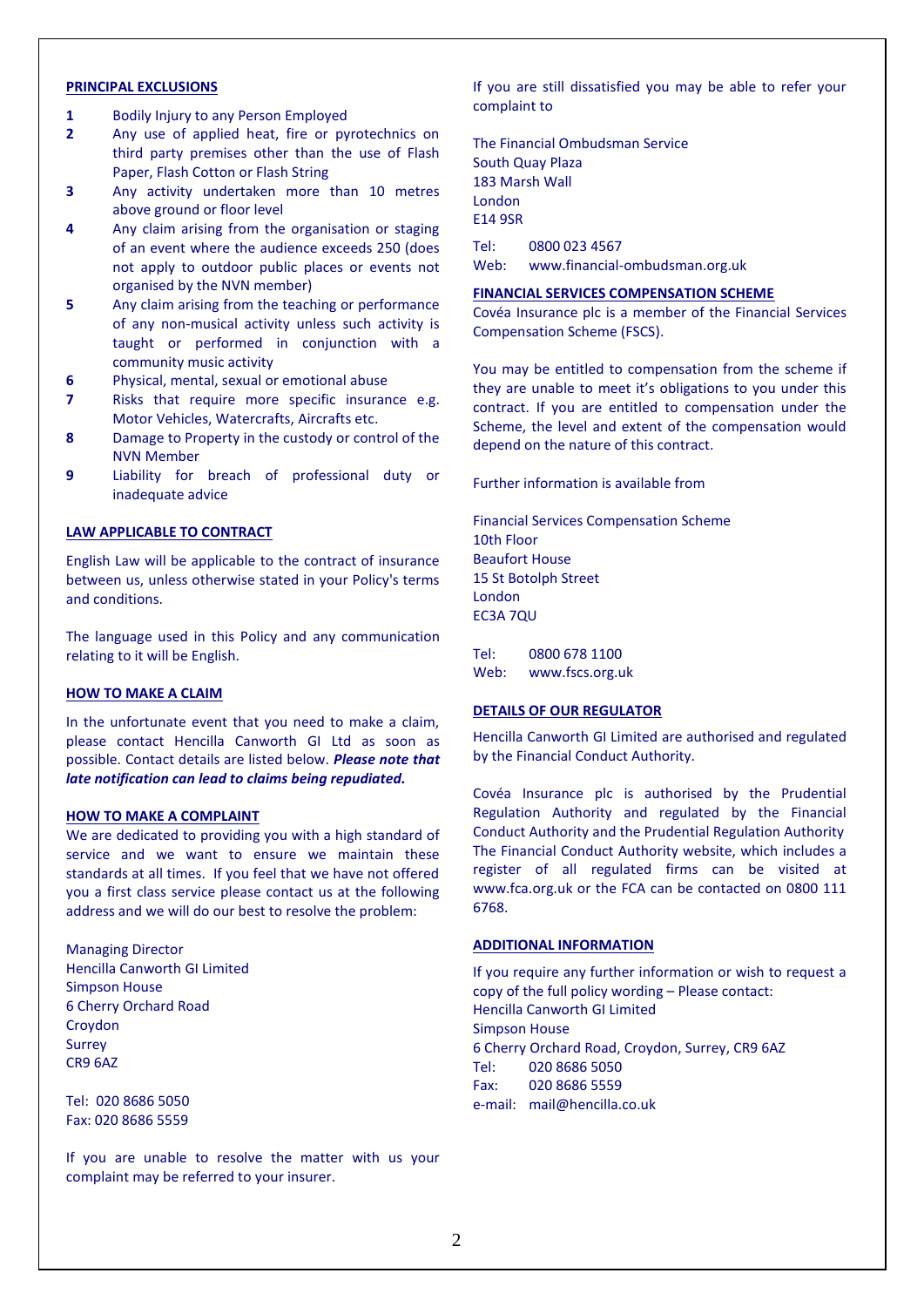## PRINCIPAL EXCLUSIONS

1. Bodily Injury to any Person Employed
2. Any use of applied heat, fire or pyrotechnics on third party premises other than the use of Flash Paper, Flash Cotton or Flash String
3. Any activity undertaken more than 10 metres above ground or floor level
4. Any claim arising from the organisation or staging of an event where the audience exceeds 250 (does not apply to outdoor public places or events not organised by the NVN member)
5. Any claim arising from the teaching or performance of any non-musical activity unless such activity is taught or performed in conjunction with a community music activity
6. Physical, mental, sexual or emotional abuse
7. Risks that require more specific insurance e.g. Motor Vehicles, Watercrafts, Aircrafts etc.
8. Damage to Property in the custody or control of the NVN Member
9. Liability for breach of professional duty or inadequate advice

## LAW APPLICABLE TO CONTRACT

English Law will be applicable to the contract of insurance between us, unless otherwise stated in your Policy's terms and conditions.

The language used in this Policy and any communication relating to it will be English.

## HOW TO MAKE A CLAIM

In the unfortunate event that you need to make a claim, please contact Hencilla Canworth GI Ltd as soon as possible. Contact details are listed below. ***Please note that late notification can lead to claims being repudiated.***

## HOW TO MAKE A COMPLAINT

We are dedicated to providing you with a high standard of service and we want to ensure we maintain these standards at all times. If you feel that we have not offered you a first class service please contact us at the following address and we will do our best to resolve the problem:

Managing Director
Hencilla Canworth GI Limited
Simpson House
6 Cherry Orchard Road
Croydon
Surrey
CR9 6AZ

Tel: 020 8686 5050
Fax: 020 8686 5559

If you are unable to resolve the matter with us your complaint may be referred to your insurer.

If you are still dissatisfied you may be able to refer your complaint to

The Financial Ombudsman Service
South Quay Plaza
183 Marsh Wall
London
E14 9SR

Tel: 0800 023 4567
Web: www.financial-ombudsman.org.uk

## FINANCIAL SERVICES COMPENSATION SCHEME

Covéa Insurance plc is a member of the Financial Services Compensation Scheme (FSCS).

You may be entitled to compensation from the scheme if they are unable to meet it's obligations to you under this contract. If you are entitled to compensation under the Scheme, the level and extent of the compensation would depend on the nature of this contract.

Further information is available from

Financial Services Compensation Scheme
10th Floor
Beaufort House
15 St Botolph Street
London
EC3A 7QU

Tel: 0800 678 1100
Web: www.fscs.org.uk

## DETAILS OF OUR REGULATOR

Hencilla Canworth GI Limited are authorised and regulated by the Financial Conduct Authority.

Covéa Insurance plc is authorised by the Prudential Regulation Authority and regulated by the Financial Conduct Authority and the Prudential Regulation Authority The Financial Conduct Authority website, which includes a register of all regulated firms can be visited at www.fca.org.uk or the FCA can be contacted on 0800 111 6768.

## ADDITIONAL INFORMATION

If you require any further information or wish to request a copy of the full policy wording – Please contact:
Hencilla Canworth GI Limited
Simpson House
6 Cherry Orchard Road, Croydon, Surrey, CR9 6AZ
Tel: 020 8686 5050
Fax: 020 8686 5559
e-mail: mail@hencilla.co.uk